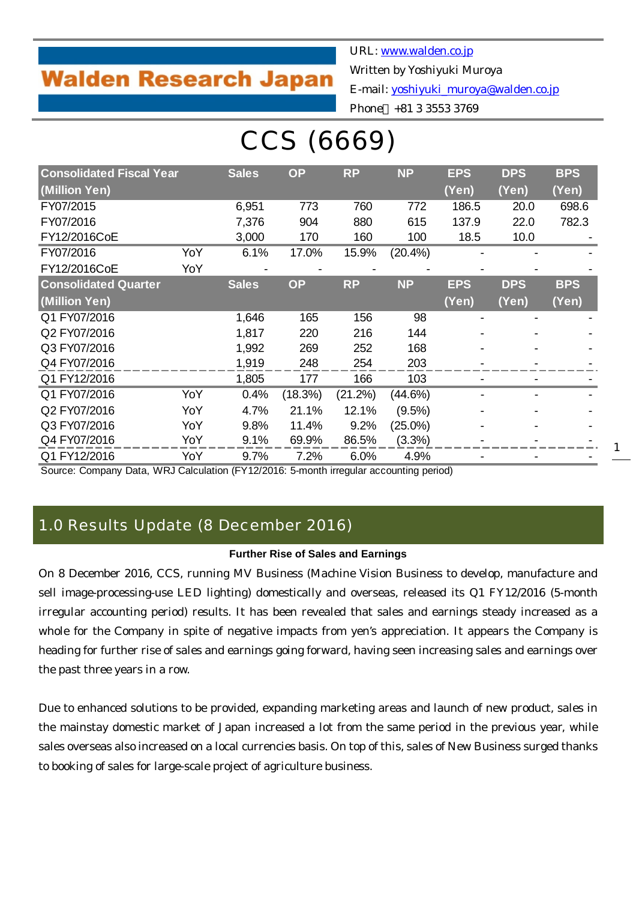Walden Research Japan

URL: www.walden.co.jp
Written by Yoshiyuki Muroya
E-mail: yoshiyuki_muroya@walden.co.jp
Phone：+81 3 3553 3769

# CCS (6669)

| Consolidated Fiscal Year (Million Yen) | | Sales | OP | RP | NP | EPS (Yen) | DPS (Yen) | BPS (Yen) |
|---|---|---|---|---|---|---|---|---|
| FY07/2015 | | 6,951 | 773 | 760 | 772 | 186.5 | 20.0 | 698.6 |
| FY07/2016 | | 7,376 | 904 | 880 | 615 | 137.9 | 22.0 | 782.3 |
| FY12/2016CoE | | 3,000 | 170 | 160 | 100 | 18.5 | 10.0 | - |
| FY07/2016 | YoY | 6.1% | 17.0% | 15.9% | (20.4%) | - | - | - |
| FY12/2016CoE | YoY | - | - | - | - | - | - | - |
| **Consolidated Quarter (Million Yen)** | | **Sales** | **OP** | **RP** | **NP** | **EPS (Yen)** | **DPS (Yen)** | **BPS (Yen)** |
| Q1 FY07/2016 | | 1,646 | 165 | 156 | 98 | - | - | - |
| Q2 FY07/2016 | | 1,817 | 220 | 216 | 144 | - | - | - |
| Q3 FY07/2016 | | 1,992 | 269 | 252 | 168 | - | - | - |
| Q4 FY07/2016 | | 1,919 | 248 | 254 | 203 | - | - | - |
| Q1 FY12/2016 | | 1,805 | 177 | 166 | 103 | - | - | - |
| Q1 FY07/2016 | YoY | 0.4% | (18.3%) | (21.2%) | (44.6%) | - | - | - |
| Q2 FY07/2016 | YoY | 4.7% | 21.1% | 12.1% | (9.5%) | - | - | - |
| Q3 FY07/2016 | YoY | 9.8% | 11.4% | 9.2% | (25.0%) | - | - | - |
| Q4 FY07/2016 | YoY | 9.1% | 69.9% | 86.5% | (3.3%) | - | - | - |
| Q1 FY12/2016 | YoY | 9.7% | 7.2% | 6.0% | 4.9% | - | - | - |

Source: Company Data, WRJ Calculation (FY12/2016: 5-month irregular accounting period)

## 1.0 Results Update (8 December 2016)

**Further Rise of Sales and Earnings**

On 8 December 2016, CCS, running MV Business (Machine Vision Business to develop, manufacture and sell image-processing-use LED lighting) domestically and overseas, released its Q1 FY12/2016 (5-month irregular accounting period) results. It has been revealed that sales and earnings steady increased as a whole for the Company in spite of negative impacts from yen's appreciation. It appears the Company is heading for further rise of sales and earnings going forward, having seen increasing sales and earnings over the past three years in a row.

Due to enhanced solutions to be provided, expanding marketing areas and launch of new product, sales in the mainstay domestic market of Japan increased a lot from the same period in the previous year, while sales overseas also increased on a local currencies basis. On top of this, sales of New Business surged thanks to booking of sales for large-scale project of agriculture business.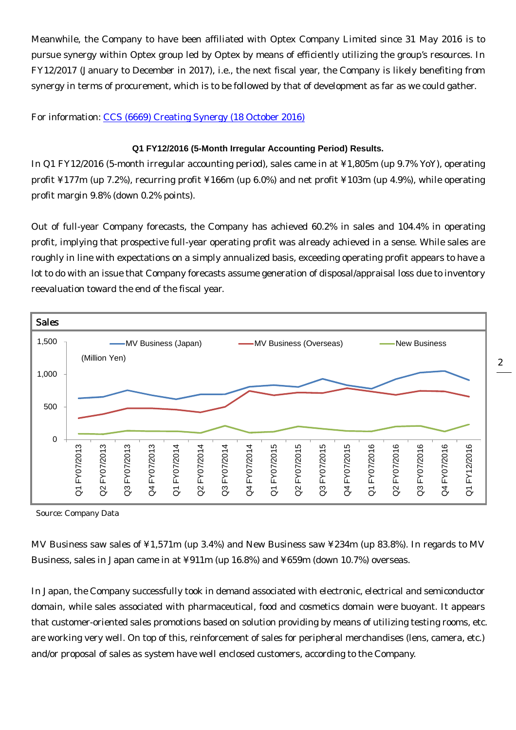Meanwhile, the Company to have been affiliated with Optex Company Limited since 31 May 2016 is to pursue synergy within Optex group led by Optex by means of efficiently utilizing the group's resources. In FY12/2017 (January to December in 2017), i.e., the next fiscal year, the Company is likely benefiting from synergy in terms of procurement, which is to be followed by that of development as far as we could gather.

For information: [CCS (6669) Creating Synergy (18 October 2016)]

**Q1 FY12/2016 (5-Month Irregular Accounting Period) Results.**

In Q1 FY12/2016 (5-month irregular accounting period), sales came in at ¥1,805m (up 9.7% YoY), operating profit ¥177m (up 7.2%), recurring profit ¥166m (up 6.0%) and net profit ¥103m (up 4.9%), while operating profit margin 9.8% (down 0.2% points).

Out of full-year Company forecasts, the Company has achieved 60.2% in sales and 104.4% in operating profit, implying that prospective full-year operating profit was already achieved in a sense. While sales are roughly in line with expectations on a simply annualized basis, exceeding operating profit appears to have a lot to do with an issue that Company forecasts assume generation of disposal/appraisal loss due to inventory reevaluation toward the end of the fiscal year.

**Sales**

(Million Yen)

Legend: MV Business (Japan), MV Business (Overseas), New Business

Periods: Q1 FY07/2013, Q2 FY07/2013, Q3 FY07/2013, Q4 FY07/2013, Q1 FY07/2014, Q2 FY07/2014, Q3 FY07/2014, Q4 FY07/2014, Q1 FY07/2015, Q2 FY07/2015, Q3 FY07/2015, Q4 FY07/2015, Q1 FY07/2016, Q2 FY07/2016, Q3 FY07/2016, Q4 FY07/2016, Q1 FY12/2016

Source: Company Data

MV Business saw sales of ¥1,571m (up 3.4%) and New Business saw ¥234m (up 83.8%). In regards to MV Business, sales in Japan came in at ¥911m (up 16.8%) and ¥659m (down 10.7%) overseas.

In Japan, the Company successfully took in demand associated with electronic, electrical and semiconductor domain, while sales associated with pharmaceutical, food and cosmetics domain were buoyant. It appears that customer-oriented sales promotions based on solution providing by means of utilizing testing rooms, etc. are working very well. On top of this, reinforcement of sales for peripheral merchandises (lens, camera, etc.) and/or proposal of sales as system have well enclosed customers, according to the Company.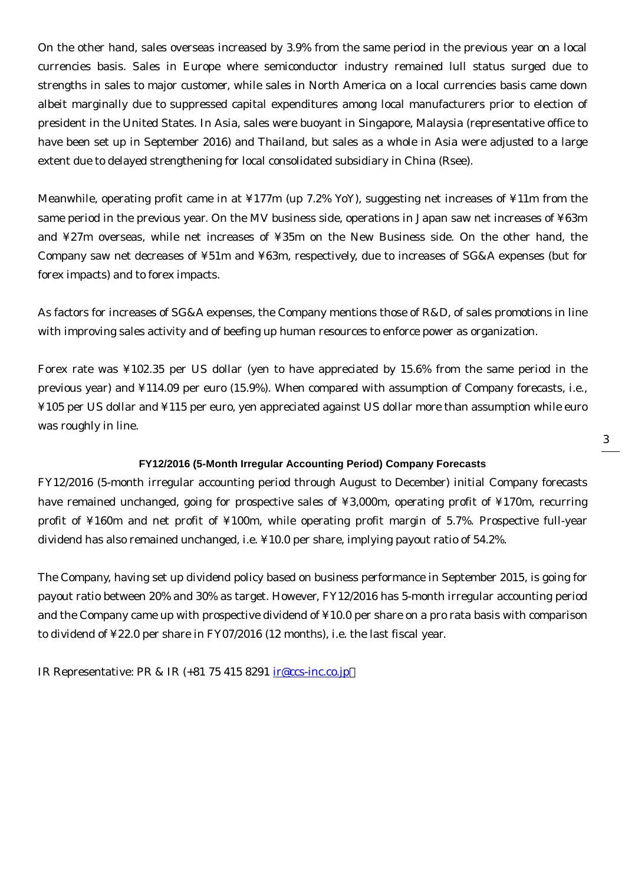On the other hand, sales overseas increased by 3.9% from the same period in the previous year on a local currencies basis. Sales in Europe where semiconductor industry remained lull status surged due to strengths in sales to major customer, while sales in North America on a local currencies basis came down albeit marginally due to suppressed capital expenditures among local manufacturers prior to election of president in the United States. In Asia, sales were buoyant in Singapore, Malaysia (representative office to have been set up in September 2016) and Thailand, but sales as a whole in Asia were adjusted to a large extent due to delayed strengthening for local consolidated subsidiary in China (Rsee).

Meanwhile, operating profit came in at ¥177m (up 7.2% YoY), suggesting net increases of ¥11m from the same period in the previous year. On the MV business side, operations in Japan saw net increases of ¥63m and ¥27m overseas, while net increases of ¥35m on the New Business side. On the other hand, the Company saw net decreases of ¥51m and ¥63m, respectively, due to increases of SG&A expenses (but for forex impacts) and to forex impacts.

As factors for increases of SG&A expenses, the Company mentions those of R&D, of sales promotions in line with improving sales activity and of beefing up human resources to enforce power as organization.

Forex rate was ¥102.35 per US dollar (yen to have appreciated by 15.6% from the same period in the previous year) and ¥114.09 per euro (15.9%). When compared with assumption of Company forecasts, i.e., ¥105 per US dollar and ¥115 per euro, yen appreciated against US dollar more than assumption while euro was roughly in line.

### FY12/2016 (5-Month Irregular Accounting Period) Company Forecasts

FY12/2016 (5-month irregular accounting period through August to December) initial Company forecasts have remained unchanged, going for prospective sales of ¥3,000m, operating profit of ¥170m, recurring profit of ¥160m and net profit of ¥100m, while operating profit margin of 5.7%. Prospective full-year dividend has also remained unchanged, i.e. ¥10.0 per share, implying payout ratio of 54.2%.

The Company, having set up dividend policy based on business performance in September 2015, is going for payout ratio between 20% and 30% as target. However, FY12/2016 has 5-month irregular accounting period and the Company came up with prospective dividend of ¥10.0 per share on a pro rata basis with comparison to dividend of ¥22.0 per share in FY07/2016 (12 months), i.e. the last fiscal year.

IR Representative: PR & IR (+81 75 415 8291 ir@ccs-inc.co.jp)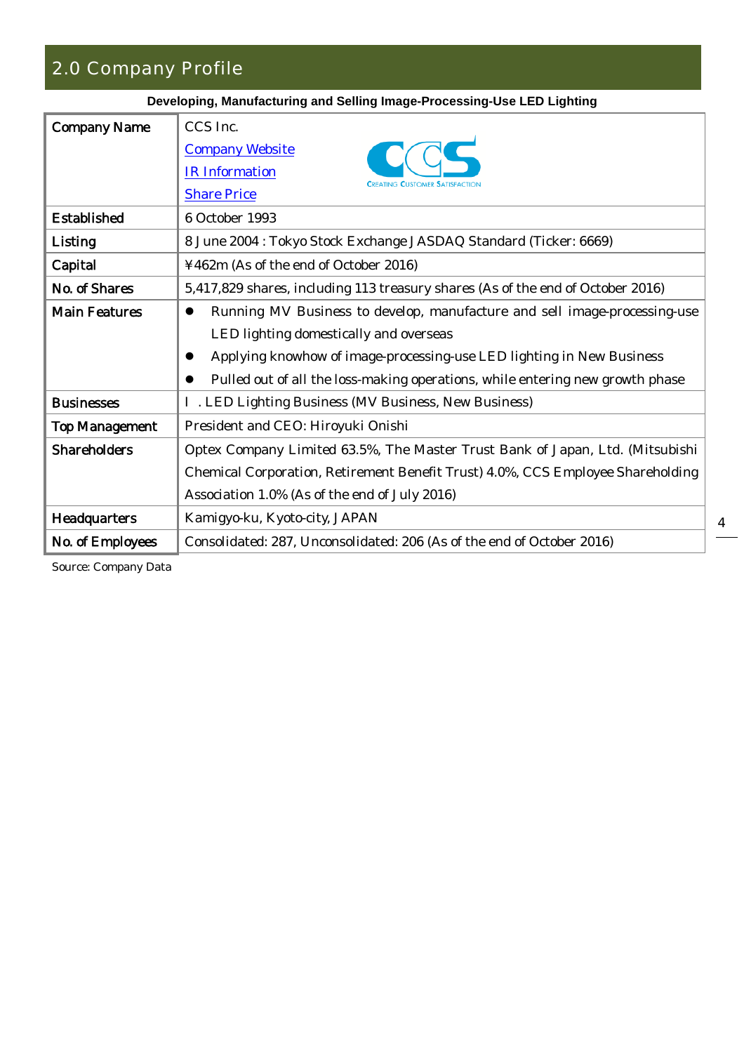## 2.0 Company Profile

**Developing, Manufacturing and Selling Image-Processing-Use LED Lighting**

| Company Name | CCS Inc.<br>Company Website<br>IR Information<br>Share Price |
|---|---|
| Established | 6 October 1993 |
| Listing | 8 June 2004 : Tokyo Stock Exchange JASDAQ Standard (Ticker: 6669) |
| Capital | ¥462m (As of the end of October 2016) |
| No. of Shares | 5,417,829 shares, including 113 treasury shares (As of the end of October 2016) |
| Main Features | ● Running MV Business to develop, manufacture and sell image-processing-use LED lighting domestically and overseas<br>● Applying knowhow of image-processing-use LED lighting in New Business<br>● Pulled out of all the loss-making operations, while entering new growth phase |
| Businesses | Ⅰ. LED Lighting Business (MV Business, New Business) |
| Top Management | President and CEO: Hiroyuki Onishi |
| Shareholders | Optex Company Limited 63.5%, The Master Trust Bank of Japan, Ltd. (Mitsubishi Chemical Corporation, Retirement Benefit Trust) 4.0%, CCS Employee Shareholding Association 1.0% (As of the end of July 2016) |
| Headquarters | Kamigyo-ku, Kyoto-city, JAPAN |
| No. of Employees | Consolidated: 287, Unconsolidated: 206 (As of the end of October 2016) |

Source: Company Data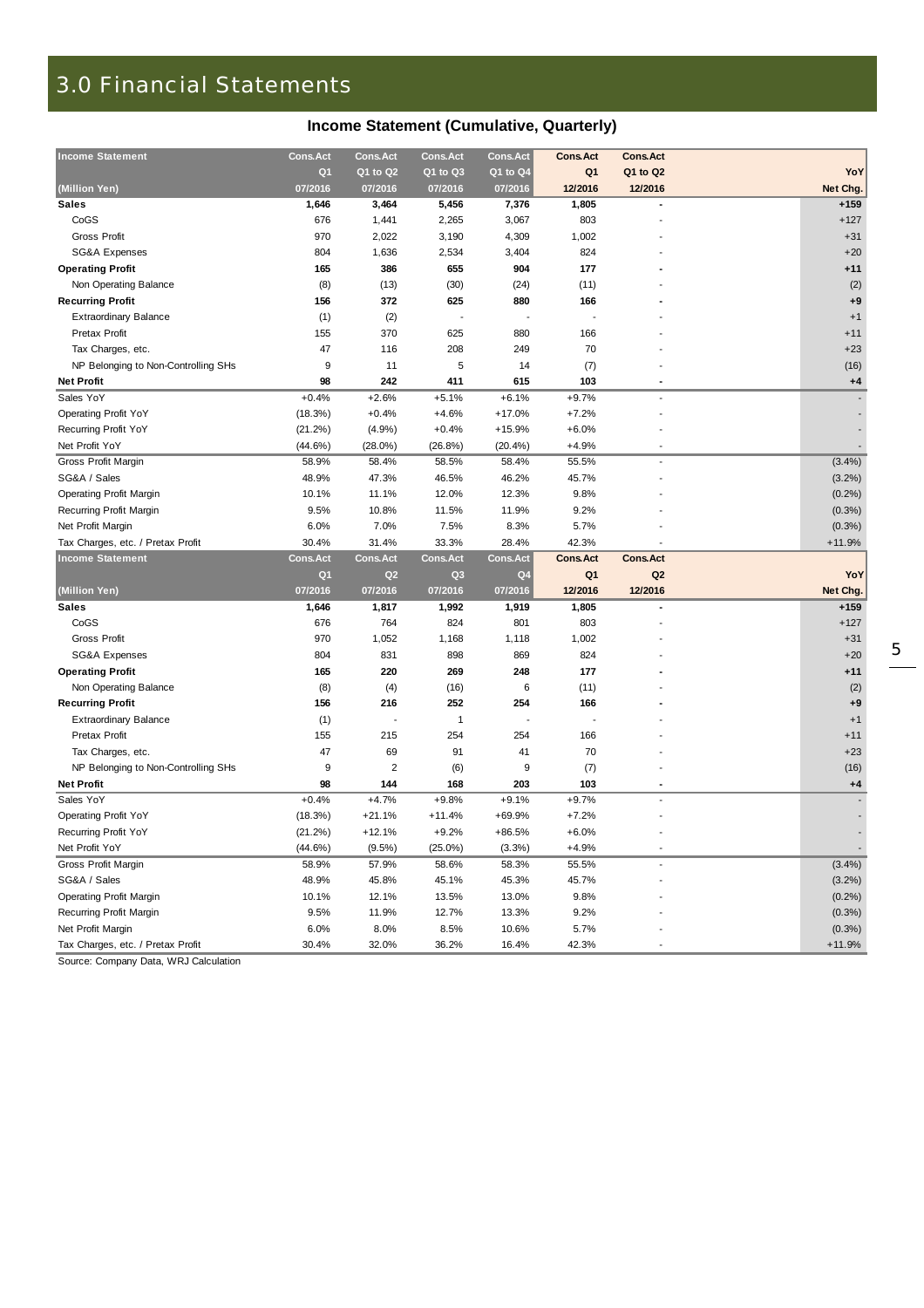# 3.0 Financial Statements

## Income Statement (Cumulative, Quarterly)

| Income Statement | Cons.Act | Cons.Act | Cons.Act | Cons.Act | Cons.Act | Cons.Act | |
|---|---|---|---|---|---|---|---|
| | Q1 | Q1 to Q2 | Q1 to Q3 | Q1 to Q4 | Q1 | Q1 to Q2 | YoY |
| (Million Yen) | 07/2016 | 07/2016 | 07/2016 | 07/2016 | 12/2016 | 12/2016 | Net Chg. |
| **Sales** | **1,646** | **3,464** | **5,456** | **7,376** | **1,805** | **-** | **+159** |
| CoGS | 676 | 1,441 | 2,265 | 3,067 | 803 | - | +127 |
| Gross Profit | 970 | 2,022 | 3,190 | 4,309 | 1,002 | - | +31 |
| SG&A Expenses | 804 | 1,636 | 2,534 | 3,404 | 824 | - | +20 |
| **Operating Profit** | **165** | **386** | **655** | **904** | **177** | **-** | **+11** |
| Non Operating Balance | (8) | (13) | (30) | (24) | (11) | - | (2) |
| **Recurring Profit** | **156** | **372** | **625** | **880** | **166** | **-** | **+9** |
| Extraordinary Balance | (1) | (2) | - | - | - | - | +1 |
| Pretax Profit | 155 | 370 | 625 | 880 | 166 | - | +11 |
| Tax Charges, etc. | 47 | 116 | 208 | 249 | 70 | - | +23 |
| NP Belonging to Non-Controlling SHs | 9 | 11 | 5 | 14 | (7) | - | (16) |
| **Net Profit** | **98** | **242** | **411** | **615** | **103** | **-** | **+4** |
| Sales YoY | +0.4% | +2.6% | +5.1% | +6.1% | +9.7% | - | - |
| Operating Profit YoY | (18.3%) | +0.4% | +4.6% | +17.0% | +7.2% | - | - |
| Recurring Profit YoY | (21.2%) | (4.9%) | +0.4% | +15.9% | +6.0% | - | - |
| Net Profit YoY | (44.6%) | (28.0%) | (26.8%) | (20.4%) | +4.9% | - | - |
| Gross Profit Margin | 58.9% | 58.4% | 58.5% | 58.4% | 55.5% | - | (3.4%) |
| SG&A / Sales | 48.9% | 47.3% | 46.5% | 46.2% | 45.7% | - | (3.2%) |
| Operating Profit Margin | 10.1% | 11.1% | 12.0% | 12.3% | 9.8% | - | (0.2%) |
| Recurring Profit Margin | 9.5% | 10.8% | 11.5% | 11.9% | 9.2% | - | (0.3%) |
| Net Profit Margin | 6.0% | 7.0% | 7.5% | 8.3% | 5.7% | - | (0.3%) |
| Tax Charges, etc. / Pretax Profit | 30.4% | 31.4% | 33.3% | 28.4% | 42.3% | - | +11.9% |

| Income Statement | Cons.Act | Cons.Act | Cons.Act | Cons.Act | Cons.Act | Cons.Act | |
|---|---|---|---|---|---|---|---|
| | Q1 | Q2 | Q3 | Q4 | Q1 | Q2 | YoY |
| (Million Yen) | 07/2016 | 07/2016 | 07/2016 | 07/2016 | 12/2016 | 12/2016 | Net Chg. |
| **Sales** | **1,646** | **1,817** | **1,992** | **1,919** | **1,805** | **-** | **+159** |
| CoGS | 676 | 764 | 824 | 801 | 803 | - | +127 |
| Gross Profit | 970 | 1,052 | 1,168 | 1,118 | 1,002 | - | +31 |
| SG&A Expenses | 804 | 831 | 898 | 869 | 824 | - | +20 |
| **Operating Profit** | **165** | **220** | **269** | **248** | **177** | **-** | **+11** |
| Non Operating Balance | (8) | (4) | (16) | 6 | (11) | - | (2) |
| **Recurring Profit** | **156** | **216** | **252** | **254** | **166** | **-** | **+9** |
| Extraordinary Balance | (1) | - | 1 | - | - | - | +1 |
| Pretax Profit | 155 | 215 | 254 | 254 | 166 | - | +11 |
| Tax Charges, etc. | 47 | 69 | 91 | 41 | 70 | - | +23 |
| NP Belonging to Non-Controlling SHs | 9 | 2 | (6) | 9 | (7) | - | (16) |
| **Net Profit** | **98** | **144** | **168** | **203** | **103** | **-** | **+4** |
| Sales YoY | +0.4% | +4.7% | +9.8% | +9.1% | +9.7% | - | - |
| Operating Profit YoY | (18.3%) | +21.1% | +11.4% | +69.9% | +7.2% | - | - |
| Recurring Profit YoY | (21.2%) | +12.1% | +9.2% | +86.5% | +6.0% | - | - |
| Net Profit YoY | (44.6%) | (9.5%) | (25.0%) | (3.3%) | +4.9% | - | - |
| Gross Profit Margin | 58.9% | 57.9% | 58.6% | 58.3% | 55.5% | - | (3.4%) |
| SG&A / Sales | 48.9% | 45.8% | 45.1% | 45.3% | 45.7% | - | (3.2%) |
| Operating Profit Margin | 10.1% | 12.1% | 13.5% | 13.0% | 9.8% | - | (0.2%) |
| Recurring Profit Margin | 9.5% | 11.9% | 12.7% | 13.3% | 9.2% | - | (0.3%) |
| Net Profit Margin | 6.0% | 8.0% | 8.5% | 10.6% | 5.7% | - | (0.3%) |
| Tax Charges, etc. / Pretax Profit | 30.4% | 32.0% | 36.2% | 16.4% | 42.3% | - | +11.9% |

Source: Company Data, WRJ Calculation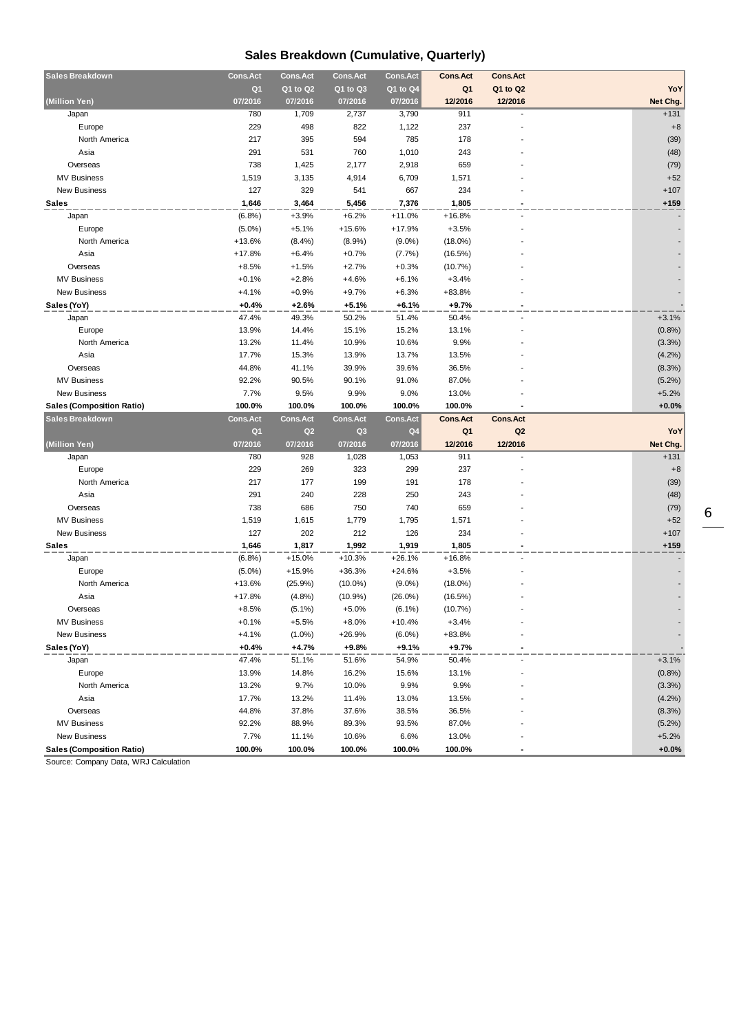## Sales Breakdown (Cumulative, Quarterly)

| Sales Breakdown | Cons.Act | Cons.Act | Cons.Act | Cons.Act | Cons.Act | Cons.Act | |
|---|---|---|---|---|---|---|---|
| | Q1 | Q1 to Q2 | Q1 to Q3 | Q1 to Q4 | Q1 | Q1 to Q2 | YoY |
| (Million Yen) | 07/2016 | 07/2016 | 07/2016 | 07/2016 | 12/2016 | 12/2016 | Net Chg. |
| Japan | 780 | 1,709 | 2,737 | 3,790 | 911 | - | +131 |
| Europe | 229 | 498 | 822 | 1,122 | 237 | - | +8 |
| North America | 217 | 395 | 594 | 785 | 178 | - | (39) |
| Asia | 291 | 531 | 760 | 1,010 | 243 | - | (48) |
| Overseas | 738 | 1,425 | 2,177 | 2,918 | 659 | - | (79) |
| MV Business | 1,519 | 3,135 | 4,914 | 6,709 | 1,571 | - | +52 |
| New Business | 127 | 329 | 541 | 667 | 234 | - | +107 |
| **Sales** | **1,646** | **3,464** | **5,456** | **7,376** | **1,805** | **-** | **+159** |
| Japan | (6.8%) | +3.9% | +6.2% | +11.0% | +16.8% | - | - |
| Europe | (5.0%) | +5.1% | +15.6% | +17.9% | +3.5% | - | - |
| North America | +13.6% | (8.4%) | (8.9%) | (9.0%) | (18.0%) | - | - |
| Asia | +17.8% | +6.4% | +0.7% | (7.7%) | (16.5%) | - | - |
| Overseas | +8.5% | +1.5% | +2.7% | +0.3% | (10.7%) | - | - |
| MV Business | +0.1% | +2.8% | +4.6% | +6.1% | +3.4% | - | - |
| New Business | +4.1% | +0.9% | +9.7% | +6.3% | +83.8% | - | - |
| **Sales (YoY)** | **+0.4%** | **+2.6%** | **+5.1%** | **+6.1%** | **+9.7%** | **-** | - |
| Japan | 47.4% | 49.3% | 50.2% | 51.4% | 50.4% | - | +3.1% |
| Europe | 13.9% | 14.4% | 15.1% | 15.2% | 13.1% | - | (0.8%) |
| North America | 13.2% | 11.4% | 10.9% | 10.6% | 9.9% | - | (3.3%) |
| Asia | 17.7% | 15.3% | 13.9% | 13.7% | 13.5% | - | (4.2%) |
| Overseas | 44.8% | 41.1% | 39.9% | 39.6% | 36.5% | - | (8.3%) |
| MV Business | 92.2% | 90.5% | 90.1% | 91.0% | 87.0% | - | (5.2%) |
| New Business | 7.7% | 9.5% | 9.9% | 9.0% | 13.0% | - | +5.2% |
| **Sales (Composition Ratio)** | **100.0%** | **100.0%** | **100.0%** | **100.0%** | **100.0%** | **-** | **+0.0%** |

| Sales Breakdown | Cons.Act | Cons.Act | Cons.Act | Cons.Act | Cons.Act | Cons.Act | |
|---|---|---|---|---|---|---|---|
| | Q1 | Q2 | Q3 | Q4 | Q1 | Q2 | YoY |
| (Million Yen) | 07/2016 | 07/2016 | 07/2016 | 07/2016 | 12/2016 | 12/2016 | Net Chg. |
| Japan | 780 | 928 | 1,028 | 1,053 | 911 | - | +131 |
| Europe | 229 | 269 | 323 | 299 | 237 | - | +8 |
| North America | 217 | 177 | 199 | 191 | 178 | - | (39) |
| Asia | 291 | 240 | 228 | 250 | 243 | - | (48) |
| Overseas | 738 | 686 | 750 | 740 | 659 | - | (79) |
| MV Business | 1,519 | 1,615 | 1,779 | 1,795 | 1,571 | - | +52 |
| New Business | 127 | 202 | 212 | 126 | 234 | - | +107 |
| **Sales** | **1,646** | **1,817** | **1,992** | **1,919** | **1,805** | **-** | **+159** |
| Japan | (6.8%) | +15.0% | +10.3% | +26.1% | +16.8% | - | - |
| Europe | (5.0%) | +15.9% | +36.3% | +24.6% | +3.5% | - | - |
| North America | +13.6% | (25.9%) | (10.0%) | (9.0%) | (18.0%) | - | - |
| Asia | +17.8% | (4.8%) | (10.9%) | (26.0%) | (16.5%) | - | - |
| Overseas | +8.5% | (5.1%) | +5.0% | (6.1%) | (10.7%) | - | - |
| MV Business | +0.1% | +5.5% | +8.0% | +10.4% | +3.4% | - | - |
| New Business | +4.1% | (1.0%) | +26.9% | (6.0%) | +83.8% | - | - |
| **Sales (YoY)** | **+0.4%** | **+4.7%** | **+9.8%** | **+9.1%** | **+9.7%** | **-** | - |
| Japan | 47.4% | 51.1% | 51.6% | 54.9% | 50.4% | - | +3.1% |
| Europe | 13.9% | 14.8% | 16.2% | 15.6% | 13.1% | - | (0.8%) |
| North America | 13.2% | 9.7% | 10.0% | 9.9% | 9.9% | - | (3.3%) |
| Asia | 17.7% | 13.2% | 11.4% | 13.0% | 13.5% | - | (4.2%) |
| Overseas | 44.8% | 37.8% | 37.6% | 38.5% | 36.5% | - | (8.3%) |
| MV Business | 92.2% | 88.9% | 89.3% | 93.5% | 87.0% | - | (5.2%) |
| New Business | 7.7% | 11.1% | 10.6% | 6.6% | 13.0% | - | +5.2% |
| **Sales (Composition Ratio)** | **100.0%** | **100.0%** | **100.0%** | **100.0%** | **100.0%** | **-** | **+0.0%** |

Source: Company Data, WRJ Calculation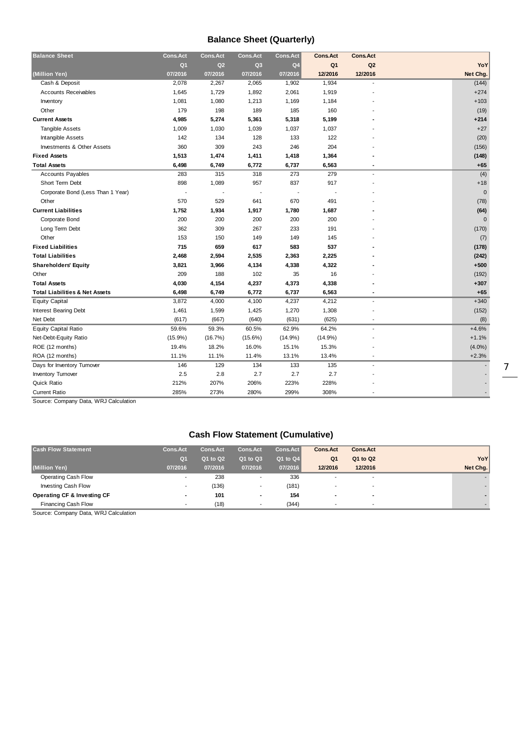## Balance Sheet (Quarterly)

| Balance Sheet | Cons.Act | Cons.Act | Cons.Act | Cons.Act | Cons.Act | Cons.Act | YoY |
|---|---|---|---|---|---|---|---|
| | Q1 | Q2 | Q3 | Q4 | Q1 | Q2 | |
| (Million Yen) | 07/2016 | 07/2016 | 07/2016 | 07/2016 | 12/2016 | 12/2016 | Net Chg. |
| Cash & Deposit | 2,078 | 2,267 | 2,065 | 1,902 | 1,934 | - | (144) |
| Accounts Receivables | 1,645 | 1,729 | 1,892 | 2,061 | 1,919 | - | +274 |
| Inventory | 1,081 | 1,080 | 1,213 | 1,169 | 1,184 | - | +103 |
| Other | 179 | 198 | 189 | 185 | 160 | - | (19) |
| **Current Assets** | **4,985** | **5,274** | **5,361** | **5,318** | **5,199** | **-** | **+214** |
| Tangible Assets | 1,009 | 1,030 | 1,039 | 1,037 | 1,037 | - | +27 |
| Intangible Assets | 142 | 134 | 128 | 133 | 122 | - | (20) |
| Investments & Other Assets | 360 | 309 | 243 | 246 | 204 | - | (156) |
| **Fixed Assets** | **1,513** | **1,474** | **1,411** | **1,418** | **1,364** | **-** | **(148)** |
| **Total Assets** | **6,498** | **6,749** | **6,772** | **6,737** | **6,563** | **-** | **+65** |
| Accounts Payables | 283 | 315 | 318 | 273 | 279 | - | (4) |
| Short Term Debt | 898 | 1,089 | 957 | 837 | 917 | - | +18 |
| Corporate Bond (Less Than 1 Year) | - | - | - | - | - | - | 0 |
| Other | 570 | 529 | 641 | 670 | 491 | - | (78) |
| **Current Liabilities** | **1,752** | **1,934** | **1,917** | **1,780** | **1,687** | **-** | **(64)** |
| Corporate Bond | 200 | 200 | 200 | 200 | 200 | - | 0 |
| Long Term Debt | 362 | 309 | 267 | 233 | 191 | - | (170) |
| Other | 153 | 150 | 149 | 149 | 145 | - | (7) |
| **Fixed Liabilities** | **715** | **659** | **617** | **583** | **537** | **-** | **(178)** |
| **Total Liabilities** | **2,468** | **2,594** | **2,535** | **2,363** | **2,225** | **-** | **(242)** |
| **Shareholders' Equity** | **3,821** | **3,966** | **4,134** | **4,338** | **4,322** | **-** | **+500** |
| Other | 209 | 188 | 102 | 35 | 16 | - | (192) |
| **Total Assets** | **4,030** | **4,154** | **4,237** | **4,373** | **4,338** | **-** | **+307** |
| **Total Liabilities & Net Assets** | **6,498** | **6,749** | **6,772** | **6,737** | **6,563** | **-** | **+65** |
| Equity Capital | 3,872 | 4,000 | 4,100 | 4,237 | 4,212 | - | +340 |
| Interest Bearing Debt | 1,461 | 1,599 | 1,425 | 1,270 | 1,308 | - | (152) |
| Net Debt | (617) | (667) | (640) | (631) | (625) | - | (8) |
| Equity Capital Ratio | 59.6% | 59.3% | 60.5% | 62.9% | 64.2% | - | +4.6% |
| Net-Debt-Equity Ratio | (15.9%) | (16.7%) | (15.6%) | (14.9%) | (14.9%) | - | +1.1% |
| ROE (12 months) | 19.4% | 18.2% | 16.0% | 15.1% | 15.3% | - | (4.0%) |
| ROA (12 months) | 11.1% | 11.1% | 11.4% | 13.1% | 13.4% | - | +2.3% |
| Days for Inventory Turnover | 146 | 129 | 134 | 133 | 135 | - | - |
| Inventory Turnover | 2.5 | 2.8 | 2.7 | 2.7 | 2.7 | - | - |
| Quick Ratio | 212% | 207% | 206% | 223% | 228% | - | - |
| Current Ratio | 285% | 273% | 280% | 299% | 308% | - | - |

Source: Company Data, WRJ Calculation

## Cash Flow Statement (Cumulative)

| Cash Flow Statement | Cons.Act | Cons.Act | Cons.Act | Cons.Act | Cons.Act | Cons.Act | YoY |
|---|---|---|---|---|---|---|---|
| | Q1 | Q1 to Q2 | Q1 to Q3 | Q1 to Q4 | Q1 | Q1 to Q2 | |
| (Million Yen) | 07/2016 | 07/2016 | 07/2016 | 07/2016 | 12/2016 | 12/2016 | Net Chg. |
| Operating Cash Flow | - | 238 | - | 336 | - | - | - |
| Investing Cash Flow | - | (136) | - | (181) | - | - | - |
| **Operating CF & Investing CF** | **-** | **101** | **-** | **154** | **-** | **-** | **-** |
| Financing Cash Flow | - | (18) | - | (344) | - | - | - |

Source: Company Data, WRJ Calculation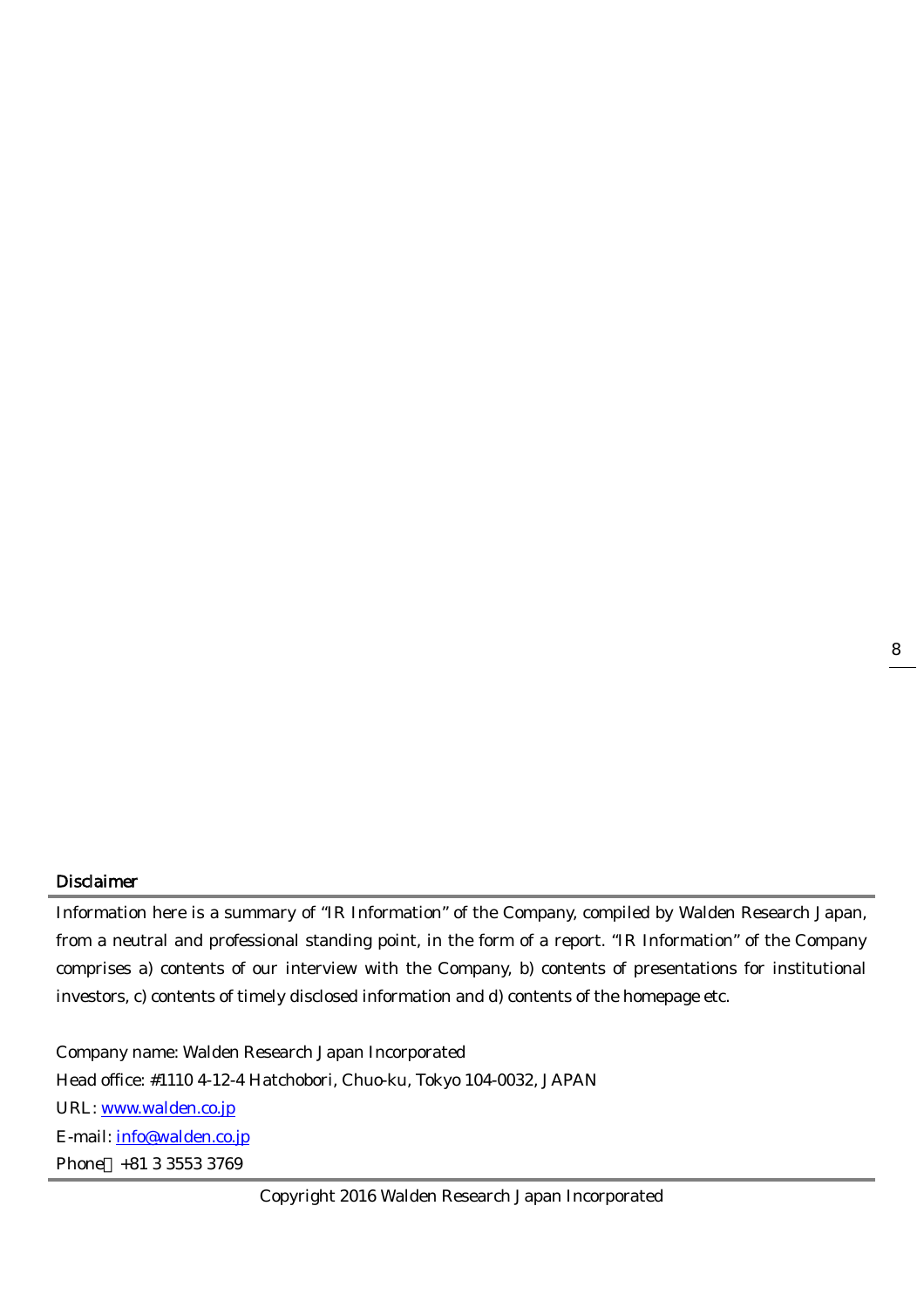## Disclaimer

Information here is a summary of "IR Information" of the Company, compiled by Walden Research Japan, from a neutral and professional standing point, in the form of a report. "IR Information" of the Company comprises a) contents of our interview with the Company, b) contents of presentations for institutional investors, c) contents of timely disclosed information and d) contents of the homepage etc.

Company name: Walden Research Japan Incorporated
Head office: #1110 4-12-4 Hatchobori, Chuo-ku, Tokyo 104-0032, JAPAN
URL: [www.walden.co.jp](http://www.walden.co.jp)
E-mail: [info@walden.co.jp](mailto:info@walden.co.jp)
Phone：+81 3 3553 3769

Copyright 2016 Walden Research Japan Incorporated